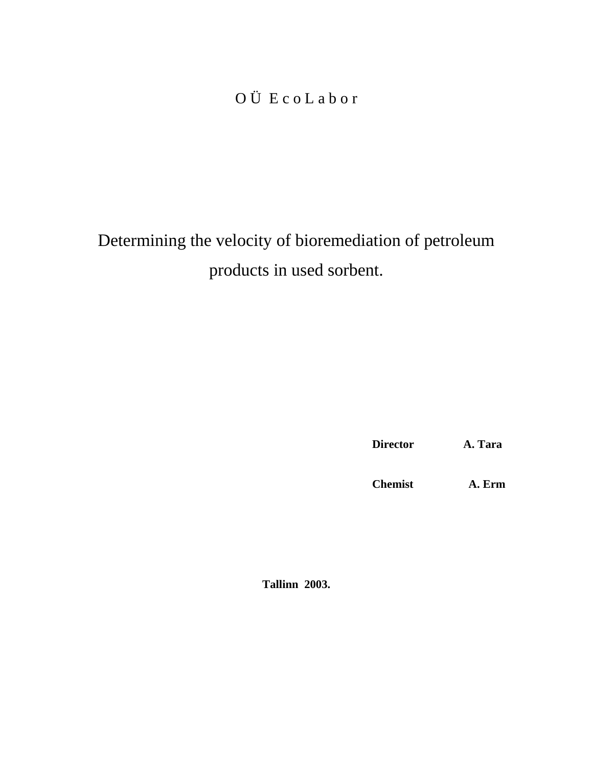OÜ EcoLabor

# Determining the velocity of bioremediation of petroleum products in used sorbent.

**Director A. Tara**

**Chemist A. Erm**

**Tallinn 2003.**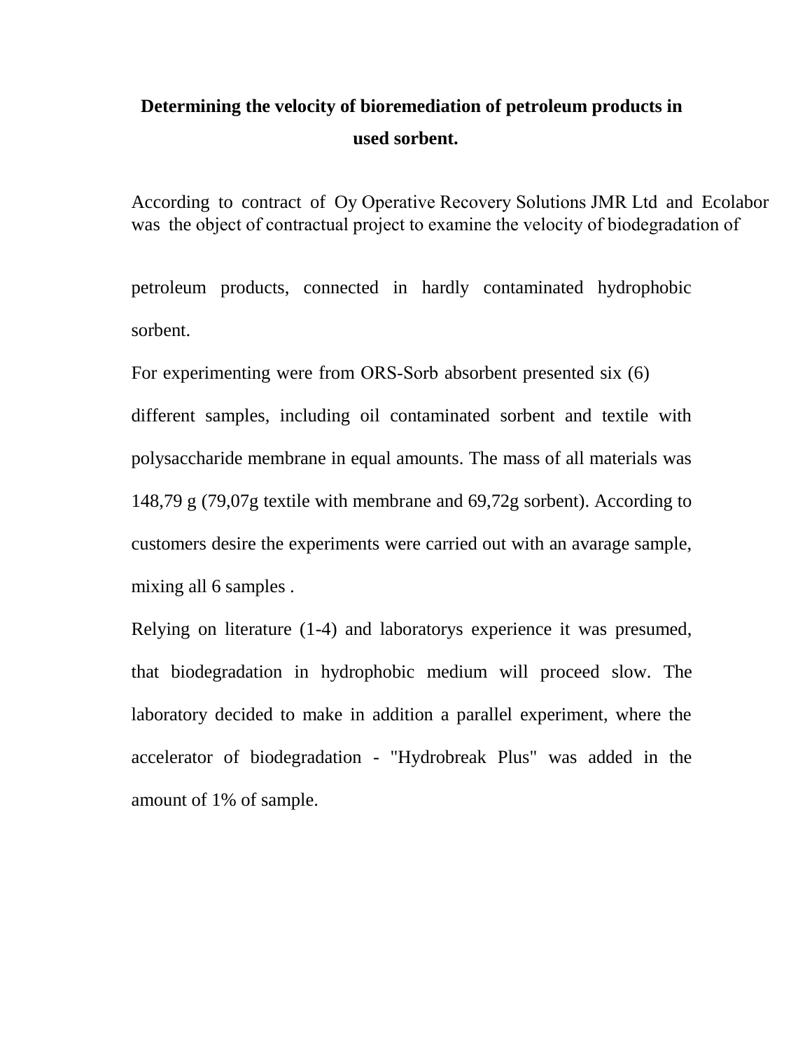# Determining the velocity of bioremediation of petroleum products in used sorbent.

According to contract of Oy Operative Recovery Solutions JMR Ltd and Ecolabor was the object of contractual project to examine the velocity of biodegradation of

petroleum products, connected in hardly contaminated hydrophobic sorbent.

For experimenting were from ORS-Sorb absorbent presented six (6) different samples, including oil contaminated sorbent and textile with polysaccharide membrane in equal amounts. The mass of all materials was 148,79 g (79,07g textile with membrane and 69,72g sorbent). According to customers desire the experiments were carried out with an avarage sample, mixing all 6 samples .

Relying on literature (1-4) and laboratorys experience it was presumed, that biodegradation in hydrophobic medium will proceed slow. The laboratory decided to make in addition a parallel experiment, where the accelerator of biodegradation - "Hydrobreak Plus" was added in the amount of 1% of sample.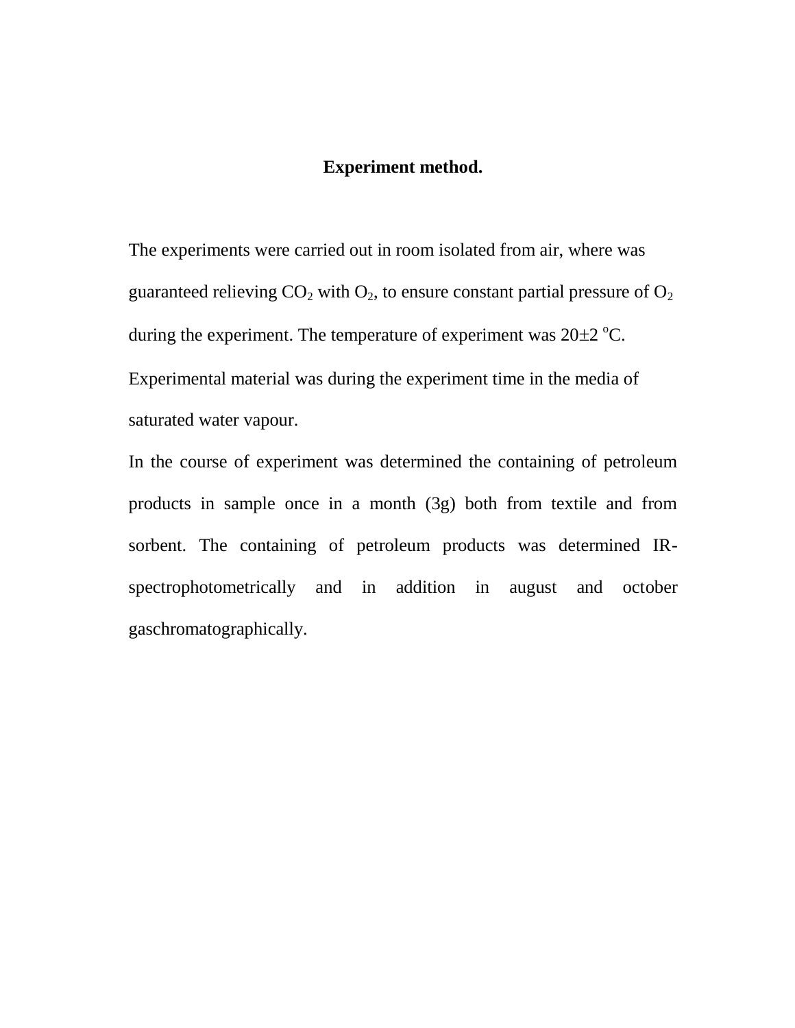## Experiment method.

The experiments were carried out in room isolated from air, where was guaranteed relieving $CO_2$ with $O_2$, to ensure constant partial pressure of $O_2$ during the experiment. The temperature of experiment was $20\pm2$ $^oC$. Experimental material was during the experiment time in the media of saturated water vapour.

In the course of experiment was determined the containing of petroleum products in sample once in a month (3g) both from textile and from sorbent. The containing of petroleum products was determined IR-spectrophotometrically and in addition in august and october gaschromatographically.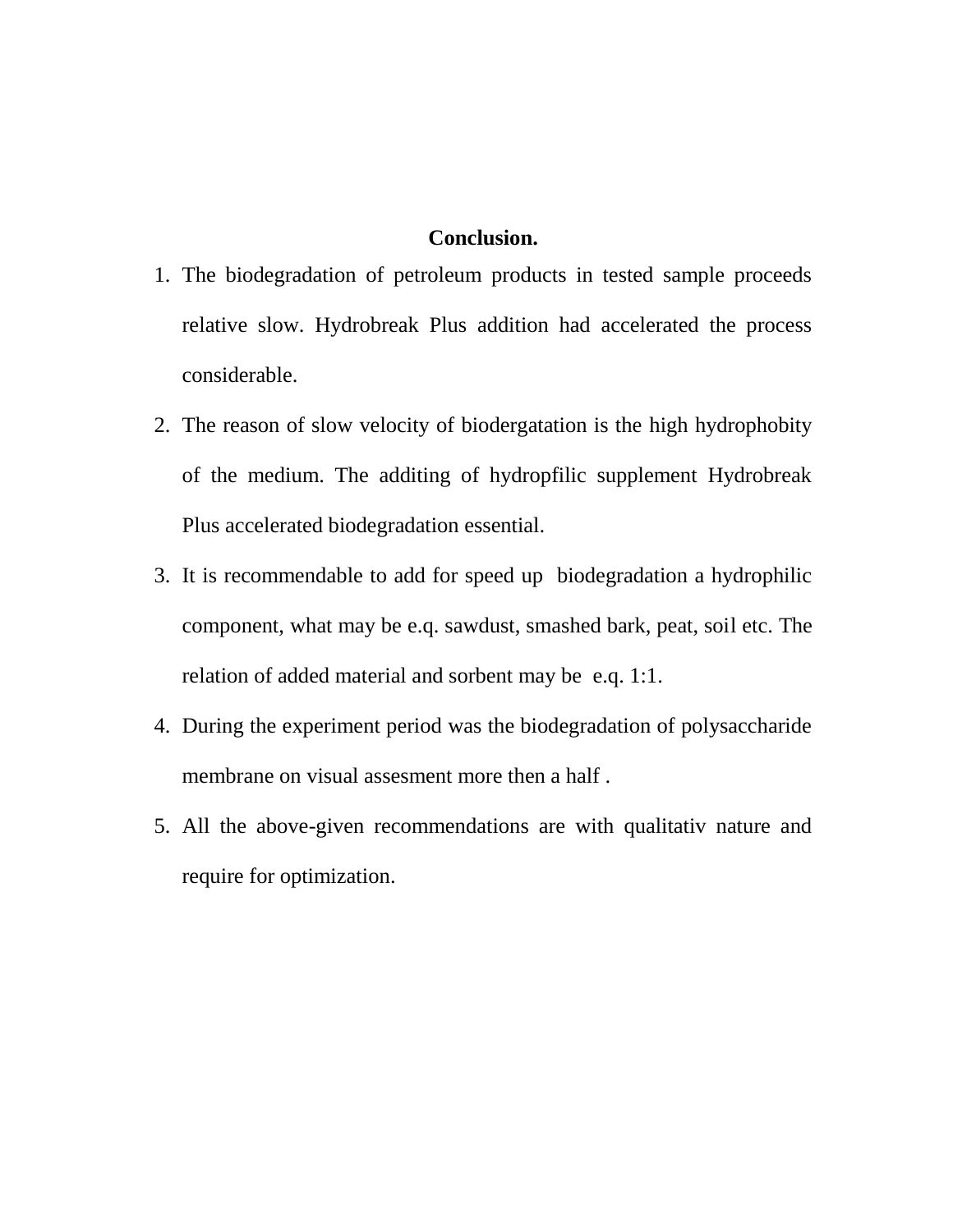**Conclusion.**

1. The biodegradation of petroleum products in tested sample proceeds relative slow. Hydrobreak Plus addition had accelerated the process considerable.
2. The reason of slow velocity of biodergatation is the high hydrophobity of the medium. The additing of hydropfilic supplement Hydrobreak Plus accelerated biodegradation essential.
3. It is recommendable to add for speed up biodegradation a hydrophilic component, what may be e.q. sawdust, smashed bark, peat, soil etc. The relation of added material and sorbent may be e.q. 1:1.
4. During the experiment period was the biodegradation of polysaccharide membrane on visual assesment more then a half .
5. All the above-given recommendations are with qualitativ nature and require for optimization.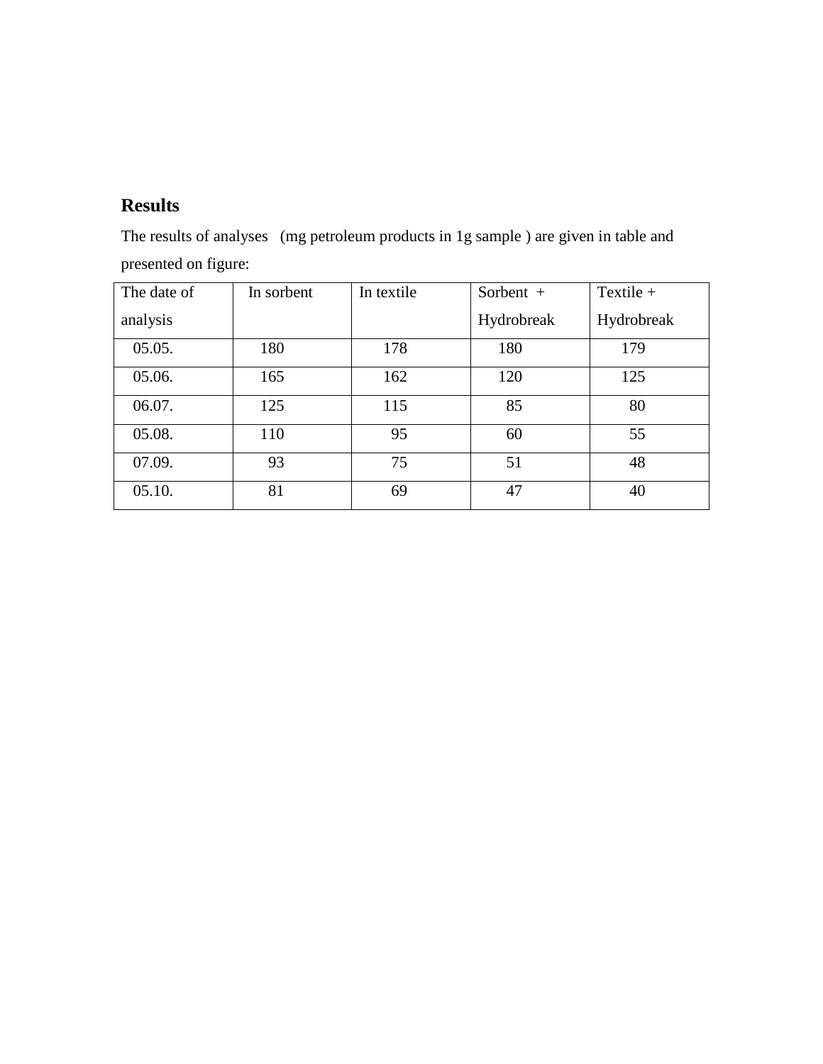## Results

The results of analyses (mg petroleum products in 1g sample ) are given in table and presented on figure:

| The date of analysis | In sorbent | In textile | Sorbent + Hydrobreak | Textile + Hydrobreak |
|---|---|---|---|---|
| 05.05. | 180 | 178 | 180 | 179 |
| 05.06. | 165 | 162 | 120 | 125 |
| 06.07. | 125 | 115 | 85 | 80 |
| 05.08. | 110 | 95 | 60 | 55 |
| 07.09. | 93 | 75 | 51 | 48 |
| 05.10. | 81 | 69 | 47 | 40 |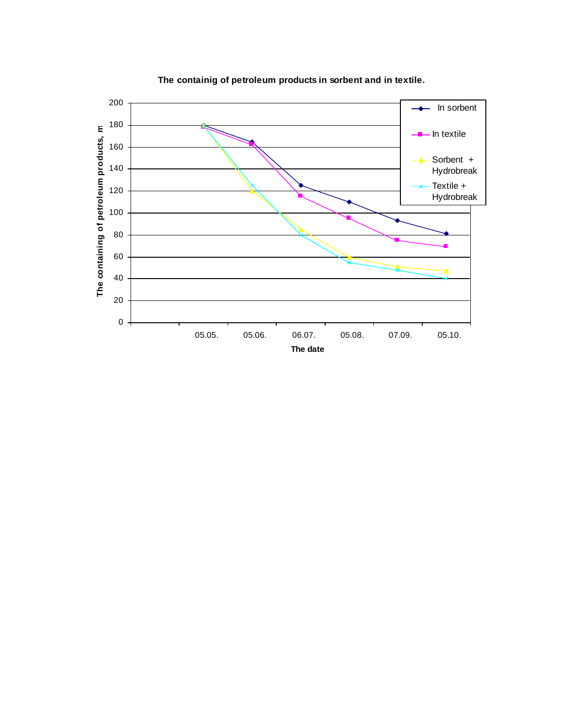**The containig of petroleum products in sorbent and in textile.**

The containing of petroleum products, m

200
180
160
140
120
100
80
60
40
20
0

05.05. 05.06. 06.07. 05.08. 07.09. 05.10.

The date

- In sorbent
- In textile
- Sorbent + Hydrobreak
- Textile + Hydrobreak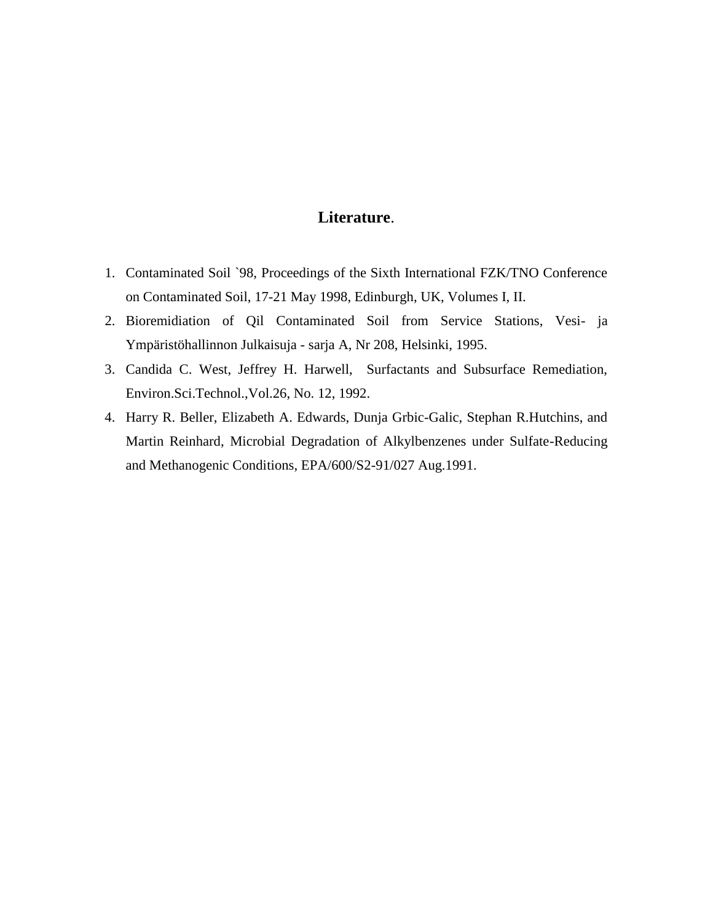## Literature.

1. Contaminated Soil `98, Proceedings of the Sixth International FZK/TNO Conference on Contaminated Soil, 17-21 May 1998, Edinburgh, UK, Volumes I, II.
2. Bioremidiation of Qil Contaminated Soil from Service Stations, Vesi- ja Ympäristöhallinnon Julkaisuja - sarja A, Nr 208, Helsinki, 1995.
3. Candida C. West, Jeffrey H. Harwell, Surfactants and Subsurface Remediation, Environ.Sci.Technol.,Vol.26, No. 12, 1992.
4. Harry R. Beller, Elizabeth A. Edwards, Dunja Grbic-Galic, Stephan R.Hutchins, and Martin Reinhard, Microbial Degradation of Alkylbenzenes under Sulfate-Reducing and Methanogenic Conditions, EPA/600/S2-91/027 Aug.1991.